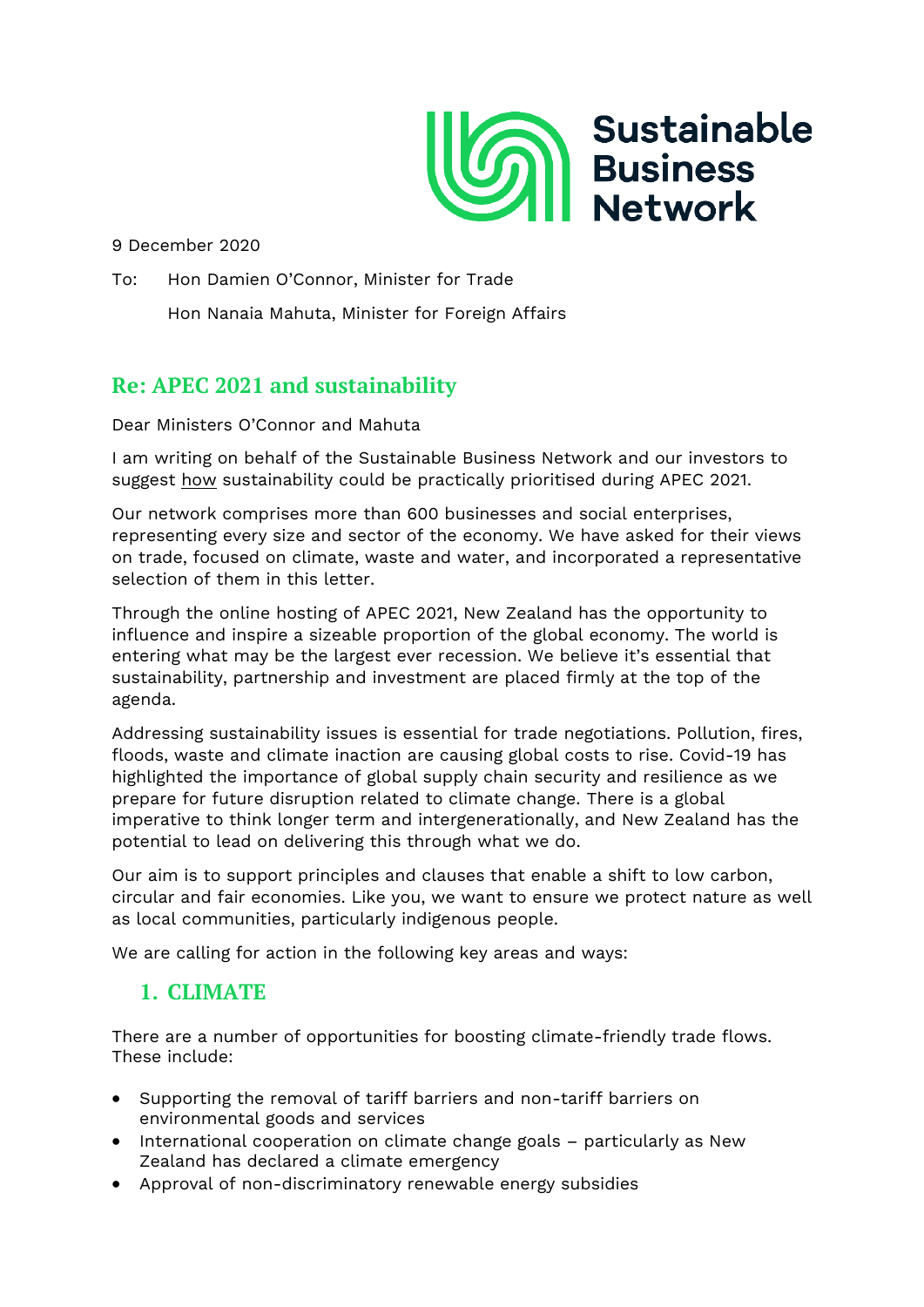Sustainable Business Network

9 December 2020

To: Hon Damien O'Connor, Minister for Trade

Hon Nanaia Mahuta, Minister for Foreign Affairs

## Re: APEC 2021 and sustainability

Dear Ministers O'Connor and Mahuta

I am writing on behalf of the Sustainable Business Network and our investors to suggest how sustainability could be practically prioritised during APEC 2021.

Our network comprises more than 600 businesses and social enterprises, representing every size and sector of the economy. We have asked for their views on trade, focused on climate, waste and water, and incorporated a representative selection of them in this letter.

Through the online hosting of APEC 2021, New Zealand has the opportunity to influence and inspire a sizeable proportion of the global economy. The world is entering what may be the largest ever recession. We believe it's essential that sustainability, partnership and investment are placed firmly at the top of the agenda.

Addressing sustainability issues is essential for trade negotiations. Pollution, fires, floods, waste and climate inaction are causing global costs to rise. Covid-19 has highlighted the importance of global supply chain security and resilience as we prepare for future disruption related to climate change. There is a global imperative to think longer term and intergenerationally, and New Zealand has the potential to lead on delivering this through what we do.

Our aim is to support principles and clauses that enable a shift to low carbon, circular and fair economies. Like you, we want to ensure we protect nature as well as local communities, particularly indigenous people.

We are calling for action in the following key areas and ways:

### 1. CLIMATE

There are a number of opportunities for boosting climate-friendly trade flows. These include:

- Supporting the removal of tariff barriers and non-tariff barriers on environmental goods and services
- International cooperation on climate change goals – particularly as New Zealand has declared a climate emergency
- Approval of non-discriminatory renewable energy subsidies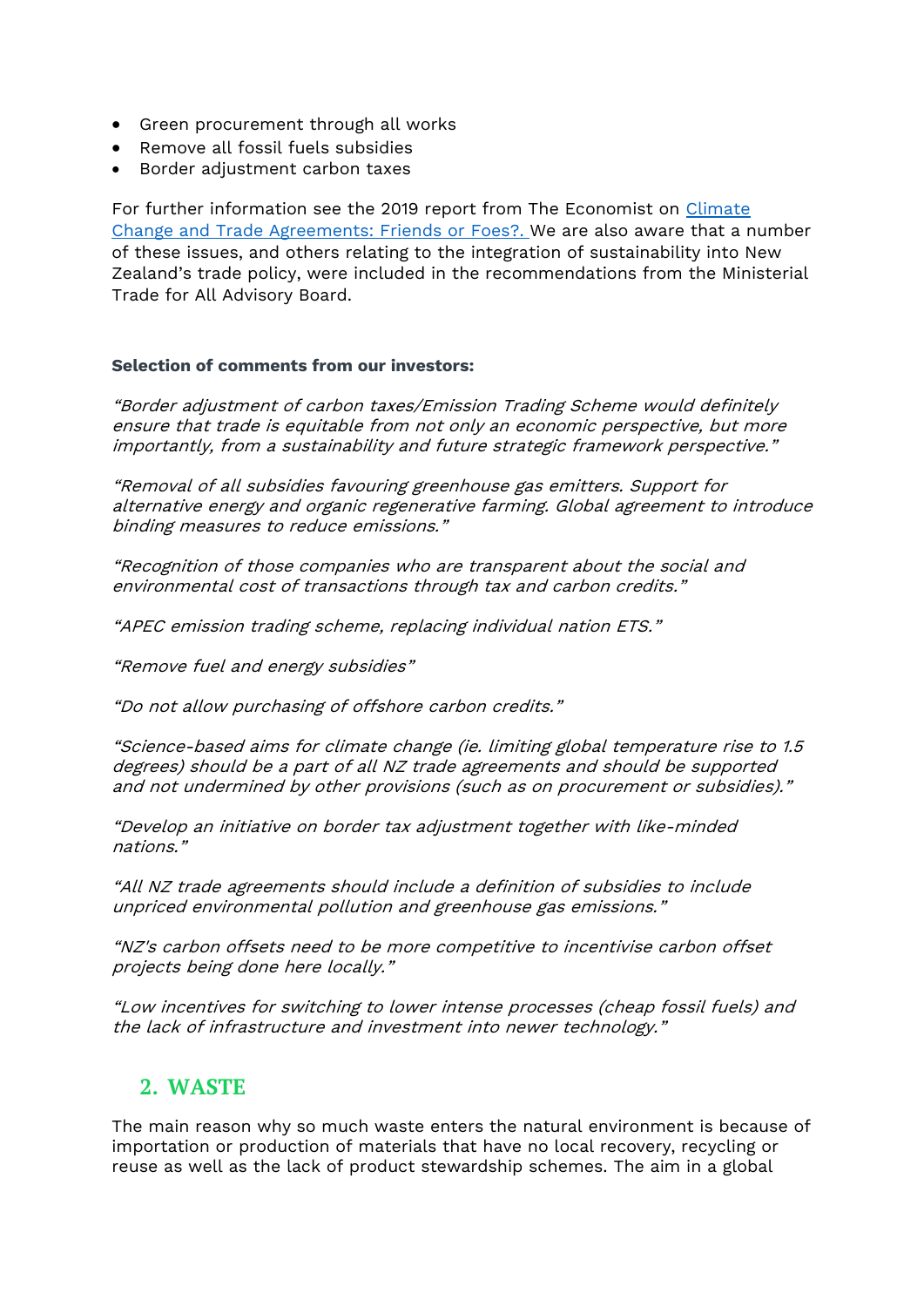- Green procurement through all works
- Remove all fossil fuels subsidies
- Border adjustment carbon taxes

For further information see the 2019 report from The Economist on [Climate Change and Trade Agreements: Friends or Foes?.](#) We are also aware that a number of these issues, and others relating to the integration of sustainability into New Zealand's trade policy, were included in the recommendations from the Ministerial Trade for All Advisory Board.

**Selection of comments from our investors:**

*"Border adjustment of carbon taxes/Emission Trading Scheme would definitely ensure that trade is equitable from not only an economic perspective, but more importantly, from a sustainability and future strategic framework perspective."*

*"Removal of all subsidies favouring greenhouse gas emitters. Support for alternative energy and organic regenerative farming. Global agreement to introduce binding measures to reduce emissions."*

*"Recognition of those companies who are transparent about the social and environmental cost of transactions through tax and carbon credits."*

*"APEC emission trading scheme, replacing individual nation ETS."*

*"Remove fuel and energy subsidies"*

*"Do not allow purchasing of offshore carbon credits."*

*"Science-based aims for climate change (ie. limiting global temperature rise to 1.5 degrees) should be a part of all NZ trade agreements and should be supported and not undermined by other provisions (such as on procurement or subsidies)."*

*"Develop an initiative on border tax adjustment together with like-minded nations."*

*"All NZ trade agreements should include a definition of subsidies to include unpriced environmental pollution and greenhouse gas emissions."*

*"NZ's carbon offsets need to be more competitive to incentivise carbon offset projects being done here locally."*

*"Low incentives for switching to lower intense processes (cheap fossil fuels) and the lack of infrastructure and investment into newer technology."*

## 2. WASTE

The main reason why so much waste enters the natural environment is because of importation or production of materials that have no local recovery, recycling or reuse as well as the lack of product stewardship schemes. The aim in a global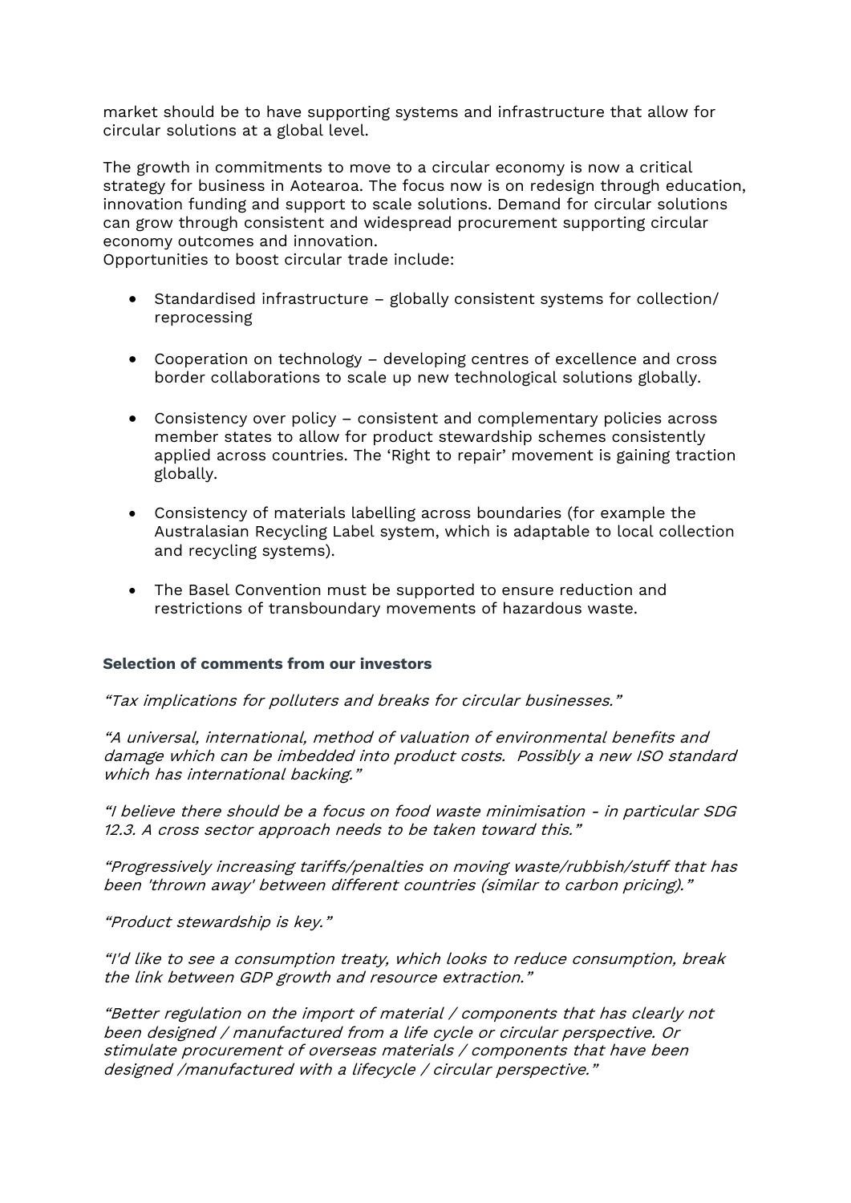market should be to have supporting systems and infrastructure that allow for circular solutions at a global level.

The growth in commitments to move to a circular economy is now a critical strategy for business in Aotearoa. The focus now is on redesign through education, innovation funding and support to scale solutions. Demand for circular solutions can grow through consistent and widespread procurement supporting circular economy outcomes and innovation.
Opportunities to boost circular trade include:

- Standardised infrastructure – globally consistent systems for collection/ reprocessing
- Cooperation on technology – developing centres of excellence and cross border collaborations to scale up new technological solutions globally.
- Consistency over policy – consistent and complementary policies across member states to allow for product stewardship schemes consistently applied across countries. The 'Right to repair' movement is gaining traction globally.
- Consistency of materials labelling across boundaries (for example the Australasian Recycling Label system, which is adaptable to local collection and recycling systems).
- The Basel Convention must be supported to ensure reduction and restrictions of transboundary movements of hazardous waste.

**Selection of comments from our investors**

*"Tax implications for polluters and breaks for circular businesses."*

*"A universal, international, method of valuation of environmental benefits and damage which can be imbedded into product costs. Possibly a new ISO standard which has international backing."*

*"I believe there should be a focus on food waste minimisation - in particular SDG 12.3. A cross sector approach needs to be taken toward this."*

*"Progressively increasing tariffs/penalties on moving waste/rubbish/stuff that has been 'thrown away' between different countries (similar to carbon pricing)."*

*"Product stewardship is key."*

*"I'd like to see a consumption treaty, which looks to reduce consumption, break the link between GDP growth and resource extraction."*

*"Better regulation on the import of material / components that has clearly not been designed / manufactured from a life cycle or circular perspective. Or stimulate procurement of overseas materials / components that have been designed /manufactured with a lifecycle / circular perspective."*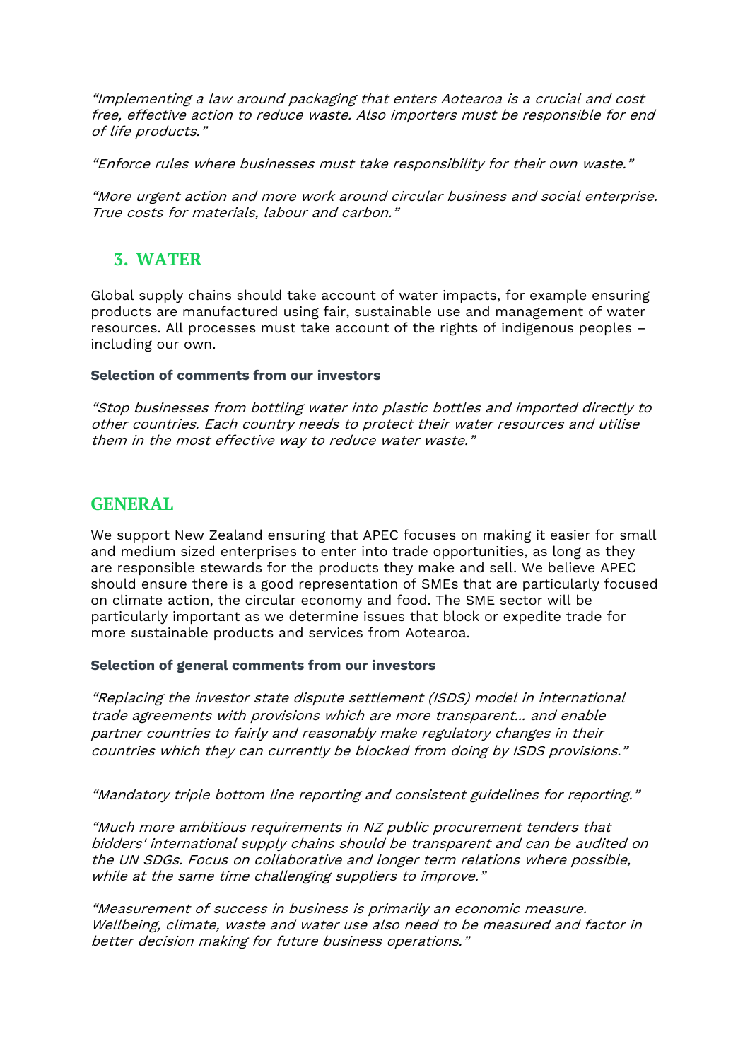*"Implementing a law around packaging that enters Aotearoa is a crucial and cost free, effective action to reduce waste. Also importers must be responsible for end of life products."*

*"Enforce rules where businesses must take responsibility for their own waste."*

*"More urgent action and more work around circular business and social enterprise. True costs for materials, labour and carbon."*

## 3. WATER

Global supply chains should take account of water impacts, for example ensuring products are manufactured using fair, sustainable use and management of water resources. All processes must take account of the rights of indigenous peoples – including our own.

**Selection of comments from our investors**

*"Stop businesses from bottling water into plastic bottles and imported directly to other countries. Each country needs to protect their water resources and utilise them in the most effective way to reduce water waste."*

## GENERAL

We support New Zealand ensuring that APEC focuses on making it easier for small and medium sized enterprises to enter into trade opportunities, as long as they are responsible stewards for the products they make and sell. We believe APEC should ensure there is a good representation of SMEs that are particularly focused on climate action, the circular economy and food. The SME sector will be particularly important as we determine issues that block or expedite trade for more sustainable products and services from Aotearoa.

**Selection of general comments from our investors**

*"Replacing the investor state dispute settlement (ISDS) model in international trade agreements with provisions which are more transparent… and enable partner countries to fairly and reasonably make regulatory changes in their countries which they can currently be blocked from doing by ISDS provisions."*

*"Mandatory triple bottom line reporting and consistent guidelines for reporting."*

*"Much more ambitious requirements in NZ public procurement tenders that bidders' international supply chains should be transparent and can be audited on the UN SDGs. Focus on collaborative and longer term relations where possible, while at the same time challenging suppliers to improve."*

*"Measurement of success in business is primarily an economic measure. Wellbeing, climate, waste and water use also need to be measured and factor in better decision making for future business operations."*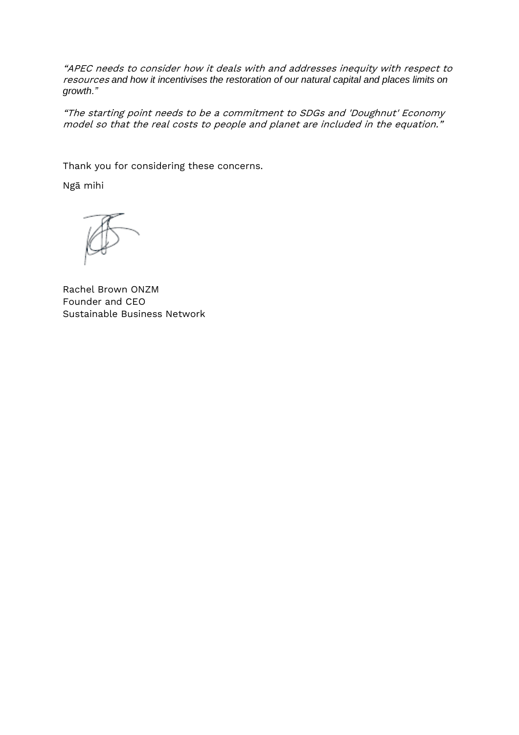*"APEC needs to consider how it deals with and addresses inequity with respect to resources and how it incentivises the restoration of our natural capital and places limits on growth."*

*"The starting point needs to be a commitment to SDGs and 'Doughnut' Economy model so that the real costs to people and planet are included in the equation."*

Thank you for considering these concerns.

Ngā mihi

Rachel Brown ONZM
Founder and CEO
Sustainable Business Network